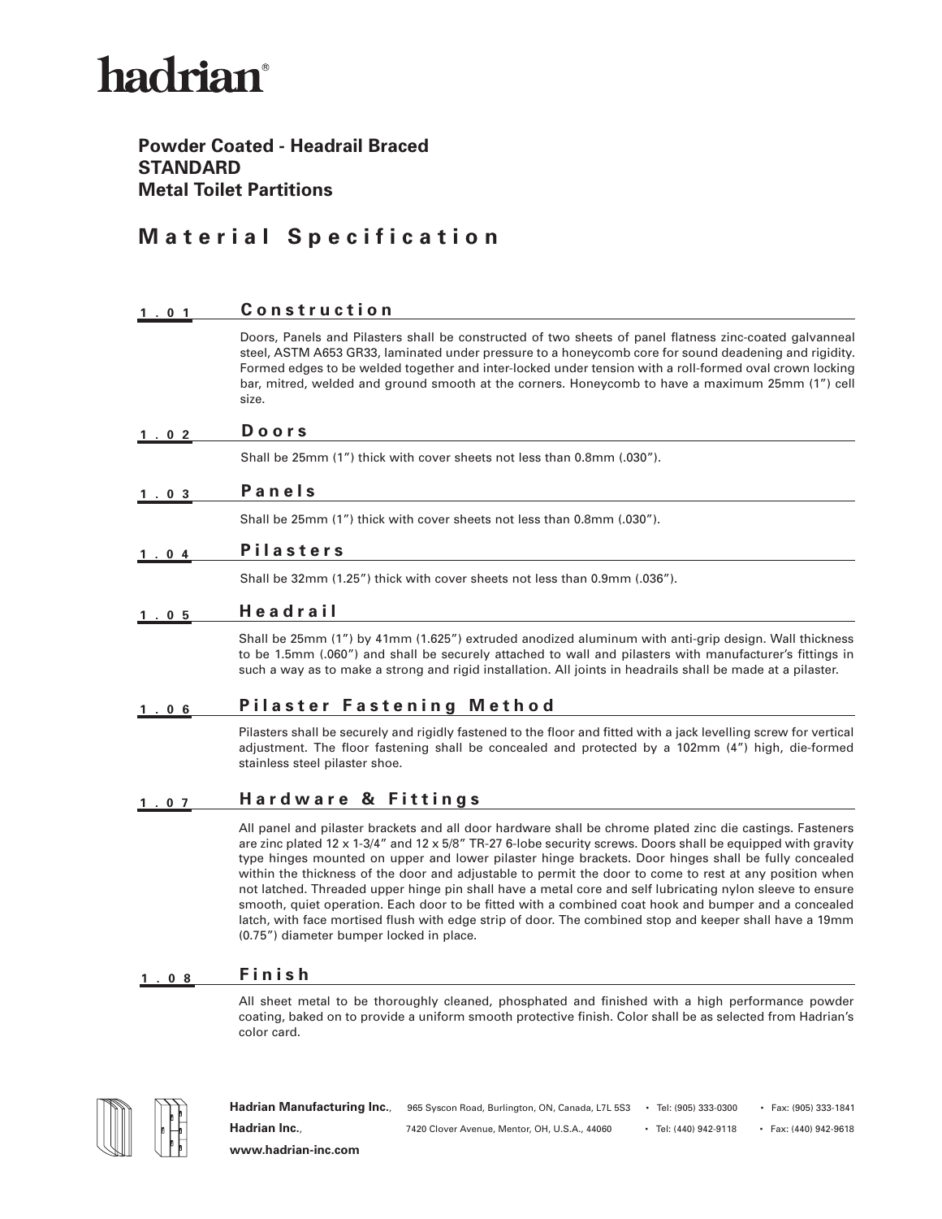# hadrian®

## Powder Coated - Headrail Braced
## STANDARD
## Metal Toilet Partitions

# Material Specification

### 1.01 Construction

Doors, Panels and Pilasters shall be constructed of two sheets of panel flatness zinc-coated galvanneal steel, ASTM A653 GR33, laminated under pressure to a honeycomb core for sound deadening and rigidity. Formed edges to be welded together and inter-locked under tension with a roll-formed oval crown locking bar, mitred, welded and ground smooth at the corners. Honeycomb to have a maximum 25mm (1") cell size.

### 1.02 Doors

Shall be 25mm (1") thick with cover sheets not less than 0.8mm (.030").

### 1.03 Panels

Shall be 25mm (1") thick with cover sheets not less than 0.8mm (.030").

### 1.04 Pilasters

Shall be 32mm (1.25") thick with cover sheets not less than 0.9mm (.036").

### 1.05 Headrail

Shall be 25mm (1") by 41mm (1.625") extruded anodized aluminum with anti-grip design. Wall thickness to be 1.5mm (.060") and shall be securely attached to wall and pilasters with manufacturer's fittings in such a way as to make a strong and rigid installation. All joints in headrails shall be made at a pilaster.

### 1.06 Pilaster Fastening Method

Pilasters shall be securely and rigidly fastened to the floor and fitted with a jack levelling screw for vertical adjustment. The floor fastening shall be concealed and protected by a 102mm (4") high, die-formed stainless steel pilaster shoe.

### 1.07 Hardware & Fittings

All panel and pilaster brackets and all door hardware shall be chrome plated zinc die castings. Fasteners are zinc plated 12 x 1-3/4" and 12 x 5/8" TR-27 6-lobe security screws. Doors shall be equipped with gravity type hinges mounted on upper and lower pilaster hinge brackets. Door hinges shall be fully concealed within the thickness of the door and adjustable to permit the door to come to rest at any position when not latched. Threaded upper hinge pin shall have a metal core and self lubricating nylon sleeve to ensure smooth, quiet operation. Each door to be fitted with a combined coat hook and bumper and a concealed latch, with face mortised flush with edge strip of door. The combined stop and keeper shall have a 19mm (0.75") diameter bumper locked in place.

### 1.08 Finish

All sheet metal to be thoroughly cleaned, phosphated and finished with a high performance powder coating, baked on to provide a uniform smooth protective finish. Color shall be as selected from Hadrian's color card.

**Hadrian Manufacturing Inc.**, 965 Syscon Road, Burlington, ON, Canada, L7L 5S3 • Tel: (905) 333-0300 • Fax: (905) 333-1841

**Hadrian Inc.**, 7420 Clover Avenue, Mentor, OH, U.S.A., 44060 • Tel: (440) 942-9118 • Fax: (440) 942-9618

**www.hadrian-inc.com**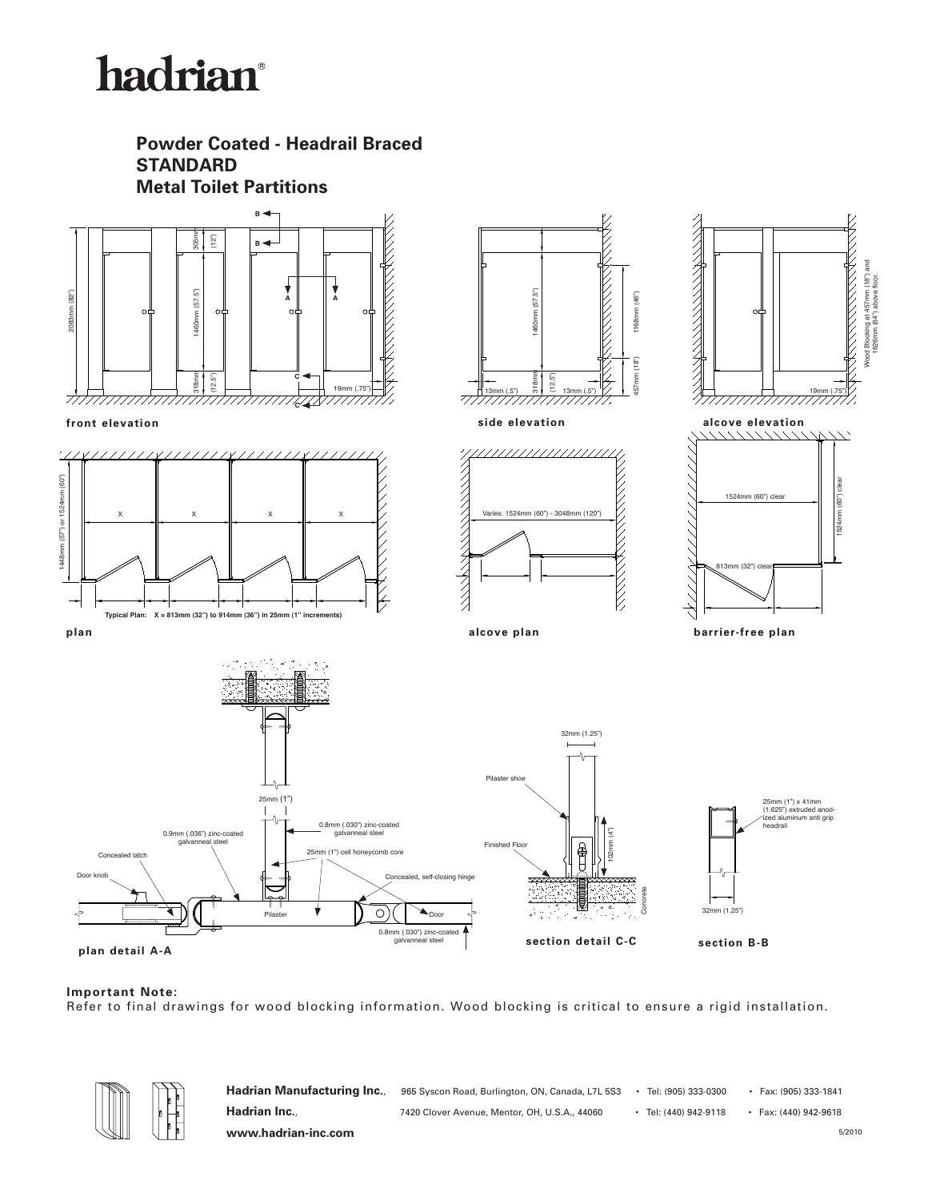hadrian®

# Powder Coated - Headrail Braced
# STANDARD
# Metal Toilet Partitions

B
B
305mm (12")
2083mm (82")
1460mm (57.5")
A
A
318mm (12.5")
C
C
19mm (.75")

**front elevation**

1460mm (57.5")
1168mm (46")
318mm (12.5")
13mm (.5")
13mm (.5")
457mm (18")

**side elevation**

Wood Blocking at 457mm (18") and 1626mm (64") above floor.
19mm (.75")

**alcove elevation**

1448mm (57") or 1524mm (60")
X X X X
Typical Plan: X = 813mm (32") to 914mm (36") in 25mm (1" increments)

**plan**

Varies: 1524mm (60") - 3048mm (120")

**alcove plan**

1524mm (60") clear
1524mm (60") clear
813mm (32") clear

**barrier-free plan**

25mm (1")
0.8mm (.030") zinc-coated galvanneal steel
0.9mm (.036") zinc-coated galvanneal steel
25mm (1") cell honeycomb core
Concealed latch
Door knob
Concealed, self-closing hinge
Pilaster
Door
0.8mm (.030") zinc-coated galvanneal steel

**plan detail A-A**

32mm (1.25")
Pilaster shoe
Finished Floor
102mm (4")
Concrete

**section detail C-C**

25mm (1") x 41mm (1.625") extruded anodized aluminum anti grip headrail
32mm (1.25")

**section B-B**

**Important Note:**
Refer to final drawings for wood blocking information. Wood blocking is critical to ensure a rigid installation.

**Hadrian Manufacturing Inc.**, 965 Syscon Road, Burlington, ON, Canada, L7L 5S3 • Tel: (905) 333-0300 • Fax: (905) 333-1841
**Hadrian Inc.**, 7420 Clover Avenue, Mentor, OH, U.S.A., 44060 • Tel: (440) 942-9118 • Fax: (440) 942-9618
**www.hadrian-inc.com**

5/2010